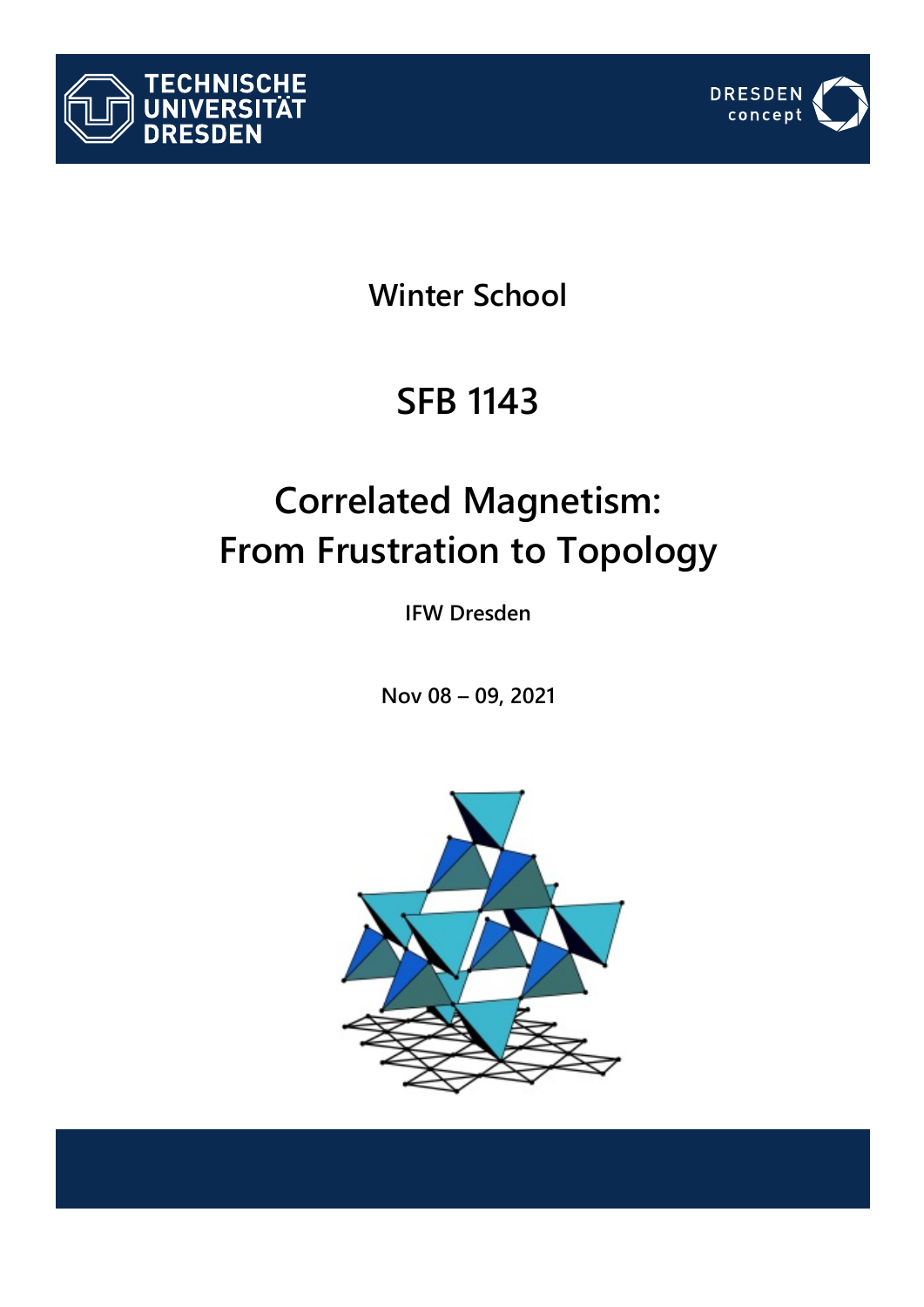TECHNISCHE UNIVERSITÄT DRESDEN

DRESDEN concept

# Winter School

# SFB 1143

# Correlated Magnetism: From Frustration to Topology

**IFW Dresden**

**Nov 08 – 09, 2021**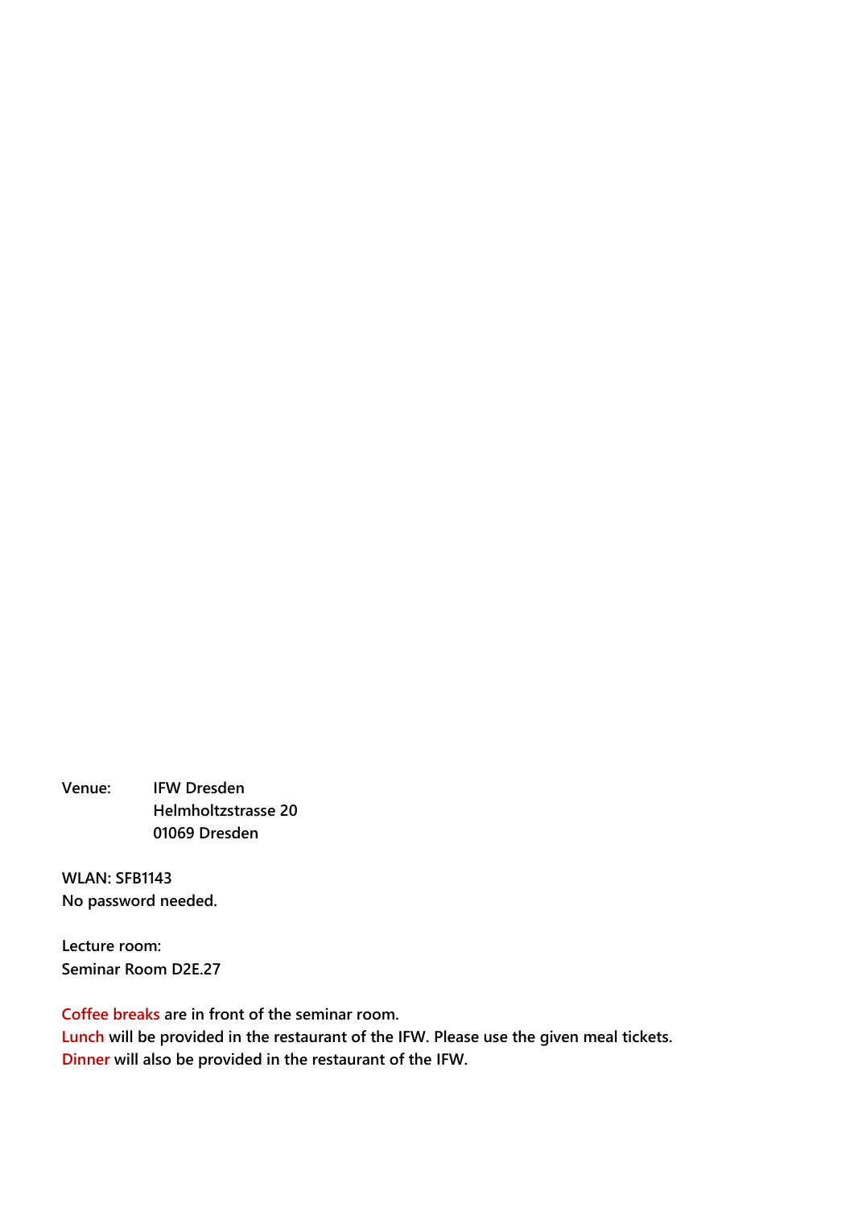**Venue:** **IFW Dresden**
**Helmholtzstrasse 20**
**01069 Dresden**

**WLAN: SFB1143**
**No password needed.**

**Lecture room:**
**Seminar Room D2E.27**

**Coffee breaks are in front of the seminar room.**
**Lunch will be provided in the restaurant of the IFW. Please use the given meal tickets.**
**Dinner will also be provided in the restaurant of the IFW.**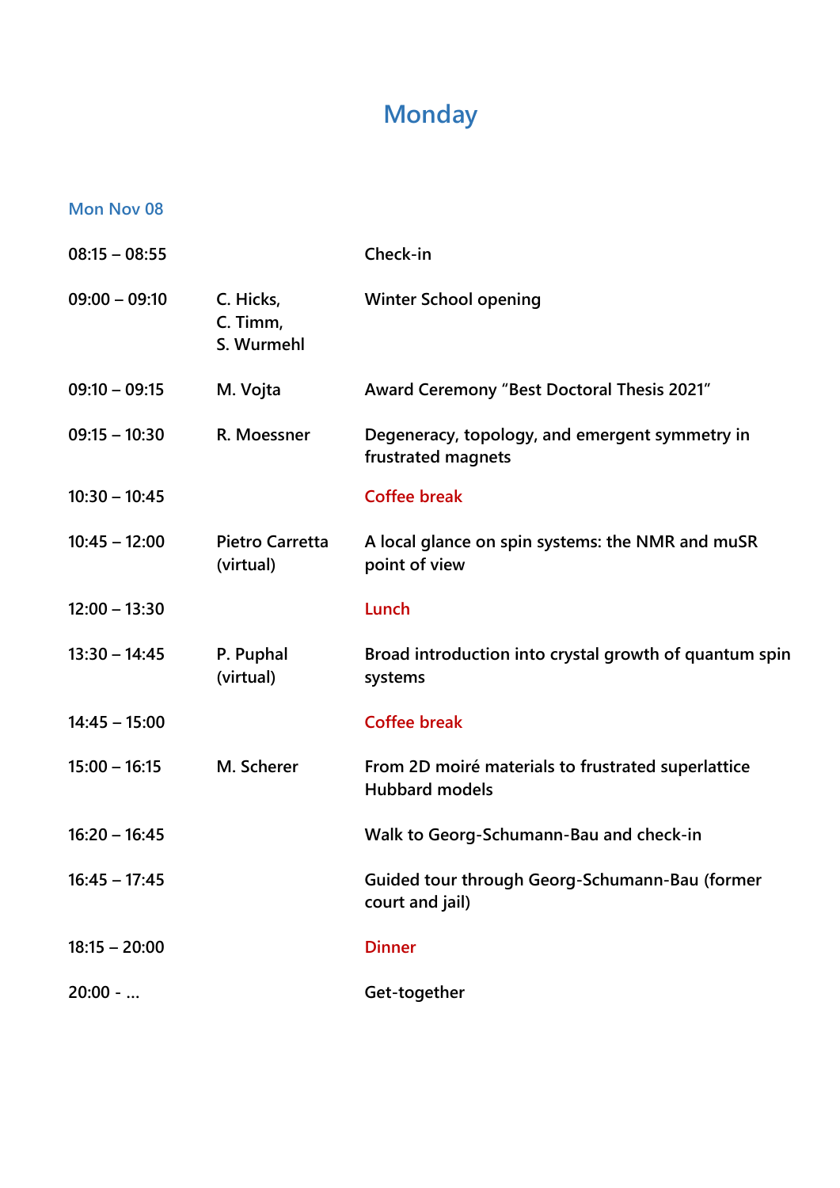# Monday

### Mon Nov 08

| | | |
|---|---|---|
| 08:15 – 08:55 | | Check-in |
| 09:00 – 09:10 | C. Hicks, C. Timm, S. Wurmehl | Winter School opening |
| 09:10 – 09:15 | M. Vojta | Award Ceremony “Best Doctoral Thesis 2021” |
| 09:15 – 10:30 | R. Moessner | Degeneracy, topology, and emergent symmetry in frustrated magnets |
| 10:30 – 10:45 | | Coffee break |
| 10:45 – 12:00 | Pietro Carretta (virtual) | A local glance on spin systems: the NMR and muSR point of view |
| 12:00 – 13:30 | | Lunch |
| 13:30 – 14:45 | P. Puphal (virtual) | Broad introduction into crystal growth of quantum spin systems |
| 14:45 – 15:00 | | Coffee break |
| 15:00 – 16:15 | M. Scherer | From 2D moiré materials to frustrated superlattice Hubbard models |
| 16:20 – 16:45 | | Walk to Georg-Schumann-Bau and check-in |
| 16:45 – 17:45 | | Guided tour through Georg-Schumann-Bau (former court and jail) |
| 18:15 – 20:00 | | Dinner |
| 20:00 - ... | | Get-together |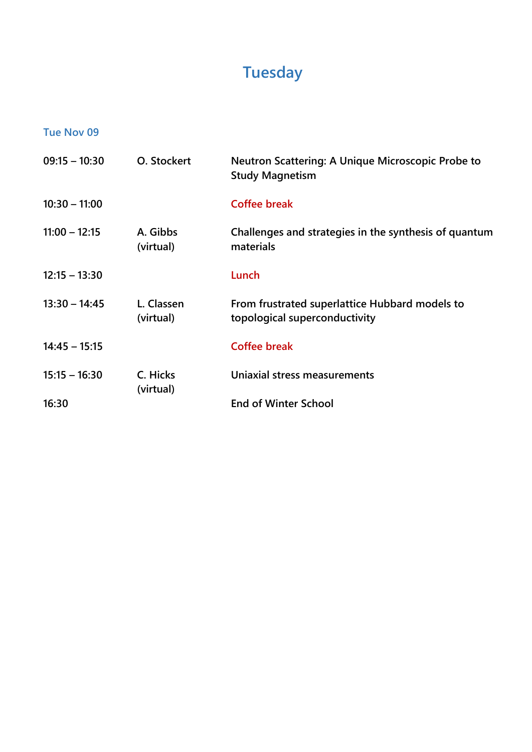# Tuesday

## Tue Nov 09

| | | |
|---|---|---|
| **09:15 – 10:30** | **O. Stockert** | **Neutron Scattering: A Unique Microscopic Probe to Study Magnetism** |
| **10:30 – 11:00** | | Coffee break |
| **11:00 – 12:15** | **A. Gibbs (virtual)** | **Challenges and strategies in the synthesis of quantum materials** |
| **12:15 – 13:30** | | Lunch |
| **13:30 – 14:45** | **L. Classen (virtual)** | **From frustrated superlattice Hubbard models to topological superconductivity** |
| **14:45 – 15:15** | | Coffee break |
| **15:15 – 16:30** | **C. Hicks (virtual)** | **Uniaxial stress measurements** |
| **16:30** | | **End of Winter School** |